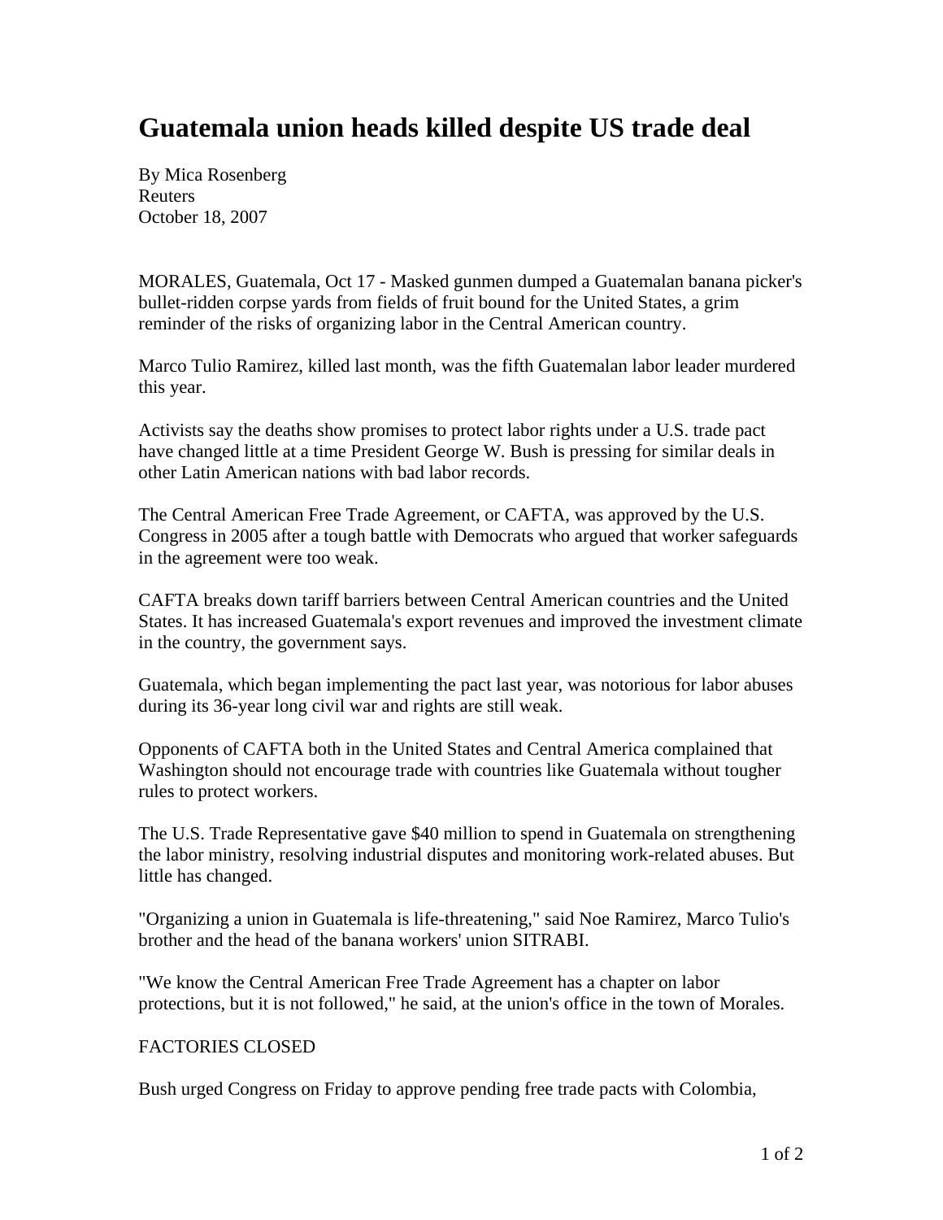# Guatemala union heads killed despite US trade deal

By Mica Rosenberg
Reuters
October 18, 2007

MORALES, Guatemala, Oct 17 - Masked gunmen dumped a Guatemalan banana picker's bullet-ridden corpse yards from fields of fruit bound for the United States, a grim reminder of the risks of organizing labor in the Central American country.

Marco Tulio Ramirez, killed last month, was the fifth Guatemalan labor leader murdered this year.

Activists say the deaths show promises to protect labor rights under a U.S. trade pact have changed little at a time President George W. Bush is pressing for similar deals in other Latin American nations with bad labor records.

The Central American Free Trade Agreement, or CAFTA, was approved by the U.S. Congress in 2005 after a tough battle with Democrats who argued that worker safeguards in the agreement were too weak.

CAFTA breaks down tariff barriers between Central American countries and the United States. It has increased Guatemala's export revenues and improved the investment climate in the country, the government says.

Guatemala, which began implementing the pact last year, was notorious for labor abuses during its 36-year long civil war and rights are still weak.

Opponents of CAFTA both in the United States and Central America complained that Washington should not encourage trade with countries like Guatemala without tougher rules to protect workers.

The U.S. Trade Representative gave $40 million to spend in Guatemala on strengthening the labor ministry, resolving industrial disputes and monitoring work-related abuses. But little has changed.

"Organizing a union in Guatemala is life-threatening," said Noe Ramirez, Marco Tulio's brother and the head of the banana workers' union SITRABI.

"We know the Central American Free Trade Agreement has a chapter on labor protections, but it is not followed," he said, at the union's office in the town of Morales.

FACTORIES CLOSED

Bush urged Congress on Friday to approve pending free trade pacts with Colombia,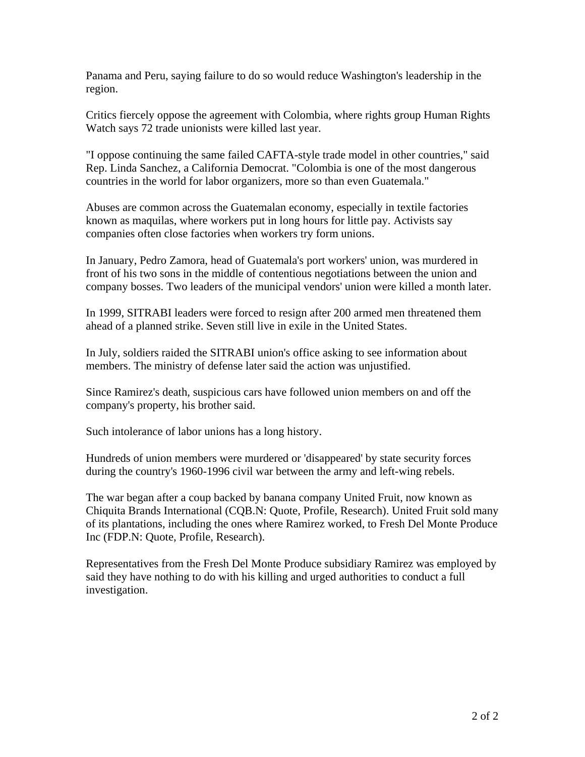Panama and Peru, saying failure to do so would reduce Washington's leadership in the region.

Critics fiercely oppose the agreement with Colombia, where rights group Human Rights Watch says 72 trade unionists were killed last year.

"I oppose continuing the same failed CAFTA-style trade model in other countries," said Rep. Linda Sanchez, a California Democrat. "Colombia is one of the most dangerous countries in the world for labor organizers, more so than even Guatemala."

Abuses are common across the Guatemalan economy, especially in textile factories known as maquilas, where workers put in long hours for little pay. Activists say companies often close factories when workers try form unions.

In January, Pedro Zamora, head of Guatemala's port workers' union, was murdered in front of his two sons in the middle of contentious negotiations between the union and company bosses. Two leaders of the municipal vendors' union were killed a month later.

In 1999, SITRABI leaders were forced to resign after 200 armed men threatened them ahead of a planned strike. Seven still live in exile in the United States.

In July, soldiers raided the SITRABI union's office asking to see information about members. The ministry of defense later said the action was unjustified.

Since Ramirez's death, suspicious cars have followed union members on and off the company's property, his brother said.

Such intolerance of labor unions has a long history.

Hundreds of union members were murdered or 'disappeared' by state security forces during the country's 1960-1996 civil war between the army and left-wing rebels.

The war began after a coup backed by banana company United Fruit, now known as Chiquita Brands International (CQB.N: Quote, Profile, Research). United Fruit sold many of its plantations, including the ones where Ramirez worked, to Fresh Del Monte Produce Inc (FDP.N: Quote, Profile, Research).

Representatives from the Fresh Del Monte Produce subsidiary Ramirez was employed by said they have nothing to do with his killing and urged authorities to conduct a full investigation.